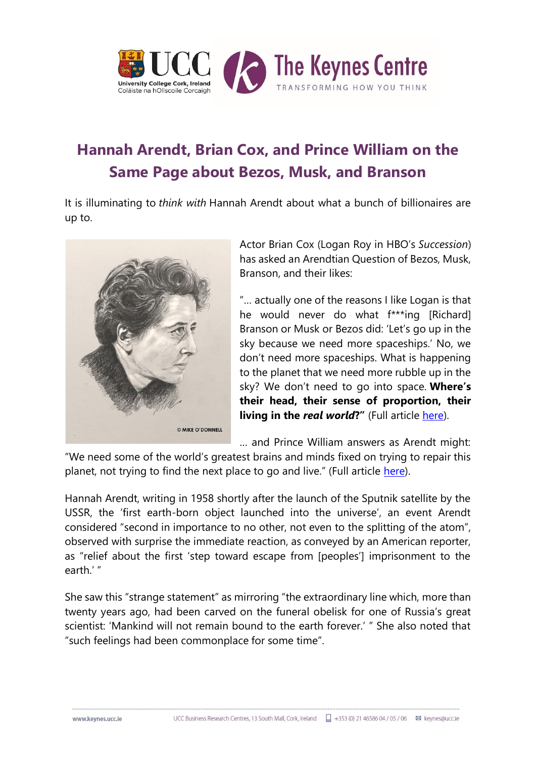# Hannah Arendt, Brian Cox, and Prince William on the Same Page about Bezos, Musk, and Branson

It is illuminating to *think with* Hannah Arendt about what a bunch of billionaires are up to.

Actor Brian Cox (Logan Roy in HBO's *Succession*) has asked an Arendtian Question of Bezos, Musk, Branson, and their likes:

"… actually one of the reasons I like Logan is that he would never do what f***ing [Richard] Branson or Musk or Bezos did: 'Let's go up in the sky because we need more spaceships.' No, we don't need more spaceships. What is happening to the planet that we need more rubble up in the sky? We don't need to go into space. **Where's their head, their sense of proportion, their living in the *real world*?"** (Full article here).

… and Prince William answers as Arendt might: "We need some of the world's greatest brains and minds fixed on trying to repair this planet, not trying to find the next place to go and live." (Full article here).

Hannah Arendt, writing in 1958 shortly after the launch of the Sputnik satellite by the USSR, the 'first earth-born object launched into the universe', an event Arendt considered "second in importance to no other, not even to the splitting of the atom", observed with surprise the immediate reaction, as conveyed by an American reporter, as "relief about the first 'step toward escape from [peoples'] imprisonment to the earth.' "

She saw this "strange statement" as mirroring "the extraordinary line which, more than twenty years ago, had been carved on the funeral obelisk for one of Russia's great scientist: 'Mankind will not remain bound to the earth forever.' " She also noted that "such feelings had been commonplace for some time".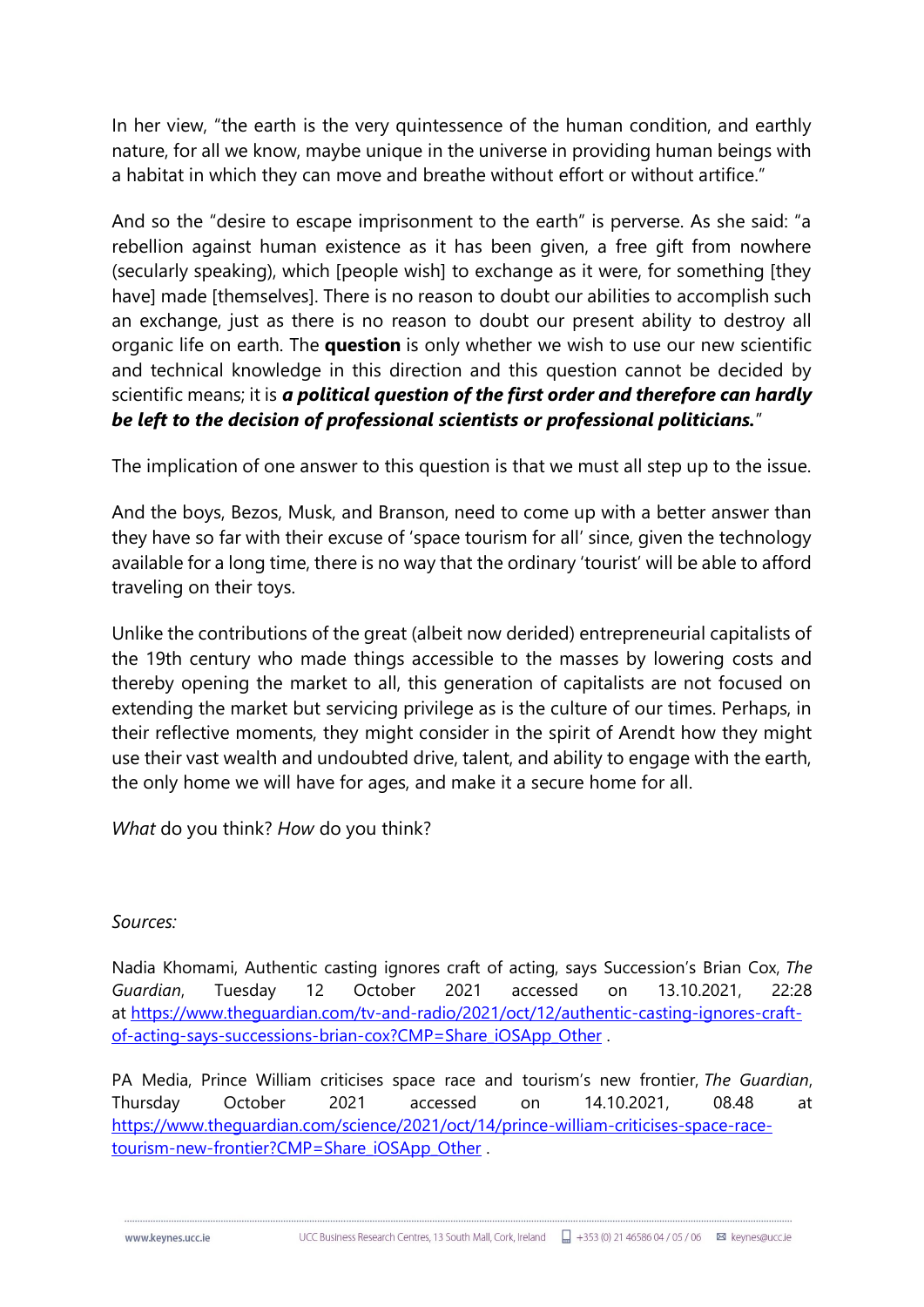In her view, "the earth is the very quintessence of the human condition, and earthly nature, for all we know, maybe unique in the universe in providing human beings with a habitat in which they can move and breathe without effort or without artifice."

And so the "desire to escape imprisonment to the earth" is perverse. As she said: "a rebellion against human existence as it has been given, a free gift from nowhere (secularly speaking), which [people wish] to exchange as it were, for something [they have] made [themselves]. There is no reason to doubt our abilities to accomplish such an exchange, just as there is no reason to doubt our present ability to destroy all organic life on earth. The **question** is only whether we wish to use our new scientific and technical knowledge in this direction and this question cannot be decided by scientific means; it is ***a political question of the first order and therefore can hardly be left to the decision of professional scientists or professional politicians.***"

The implication of one answer to this question is that we must all step up to the issue.

And the boys, Bezos, Musk, and Branson, need to come up with a better answer than they have so far with their excuse of 'space tourism for all' since, given the technology available for a long time, there is no way that the ordinary 'tourist' will be able to afford traveling on their toys.

Unlike the contributions of the great (albeit now derided) entrepreneurial capitalists of the 19th century who made things accessible to the masses by lowering costs and thereby opening the market to all, this generation of capitalists are not focused on extending the market but servicing privilege as is the culture of our times. Perhaps, in their reflective moments, they might consider in the spirit of Arendt how they might use their vast wealth and undoubted drive, talent, and ability to engage with the earth, the only home we will have for ages, and make it a secure home for all.

*What* do you think? *How* do you think?

*Sources:*

Nadia Khomami, Authentic casting ignores craft of acting, says Succession's Brian Cox, *The Guardian*, Tuesday 12 October 2021 accessed on 13.10.2021, 22:28 at [https://www.theguardian.com/tv-and-radio/2021/oct/12/authentic-casting-ignores-craft-of-acting-says-successions-brian-cox?CMP=Share_iOSApp_Other](https://www.theguardian.com/tv-and-radio/2021/oct/12/authentic-casting-ignores-craft-of-acting-says-successions-brian-cox?CMP=Share_iOSApp_Other) .

PA Media, Prince William criticises space race and tourism's new frontier, *The Guardian*, Thursday October 2021 accessed on 14.10.2021, 08.48 at [https://www.theguardian.com/science/2021/oct/14/prince-william-criticises-space-race-tourism-new-frontier?CMP=Share_iOSApp_Other](https://www.theguardian.com/science/2021/oct/14/prince-william-criticises-space-race-tourism-new-frontier?CMP=Share_iOSApp_Other) .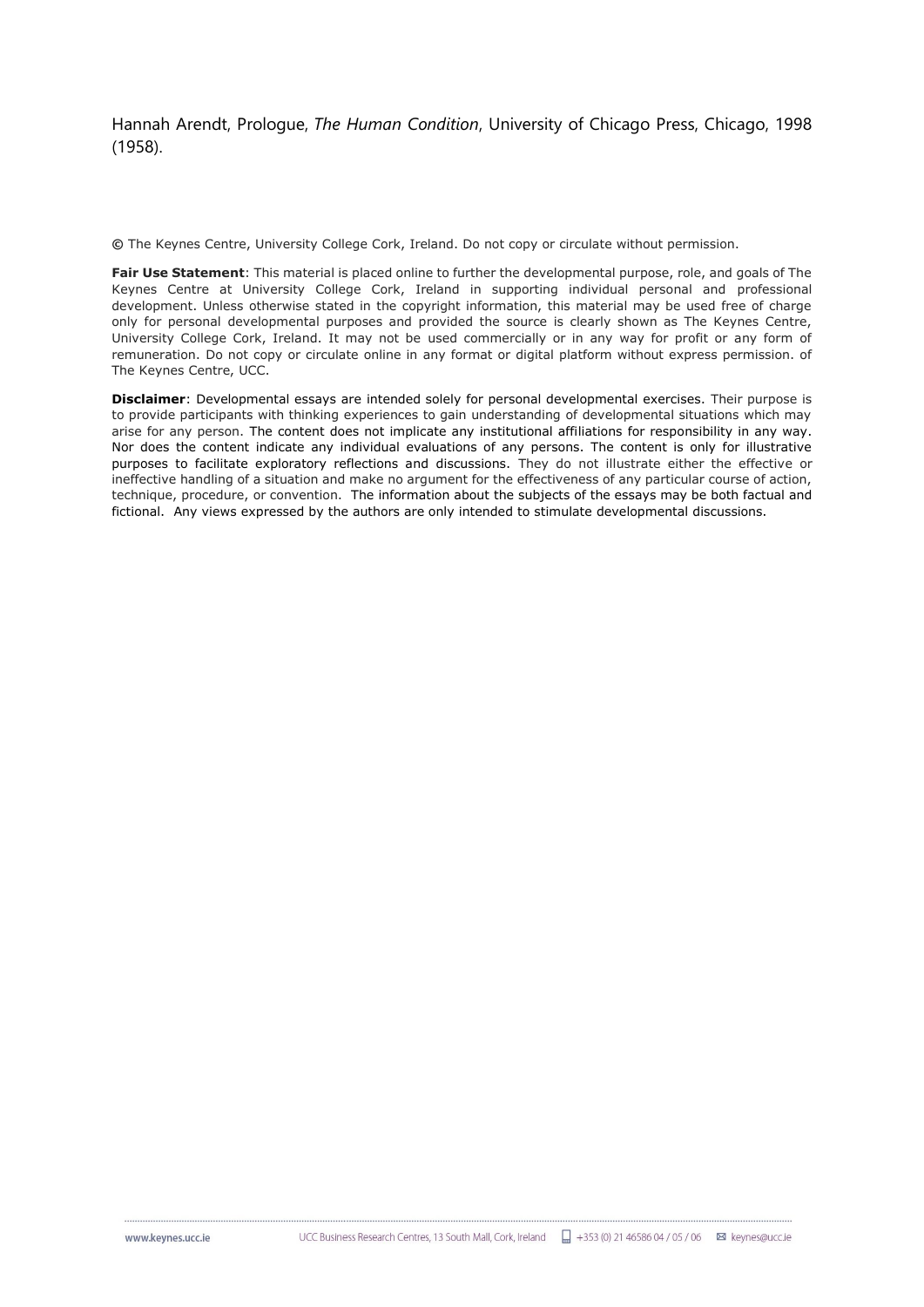Hannah Arendt, Prologue, *The Human Condition*, University of Chicago Press, Chicago, 1998 (1958).

© The Keynes Centre, University College Cork, Ireland. Do not copy or circulate without permission.

**Fair Use Statement**: This material is placed online to further the developmental purpose, role, and goals of The Keynes Centre at University College Cork, Ireland in supporting individual personal and professional development. Unless otherwise stated in the copyright information, this material may be used free of charge only for personal developmental purposes and provided the source is clearly shown as The Keynes Centre, University College Cork, Ireland. It may not be used commercially or in any way for profit or any form of remuneration. Do not copy or circulate online in any format or digital platform without express permission. of The Keynes Centre, UCC.

**Disclaimer**: Developmental essays are intended solely for personal developmental exercises. Their purpose is to provide participants with thinking experiences to gain understanding of developmental situations which may arise for any person. The content does not implicate any institutional affiliations for responsibility in any way. Nor does the content indicate any individual evaluations of any persons. The content is only for illustrative purposes to facilitate exploratory reflections and discussions. They do not illustrate either the effective or ineffective handling of a situation and make no argument for the effectiveness of any particular course of action, technique, procedure, or convention. The information about the subjects of the essays may be both factual and fictional. Any views expressed by the authors are only intended to stimulate developmental discussions.